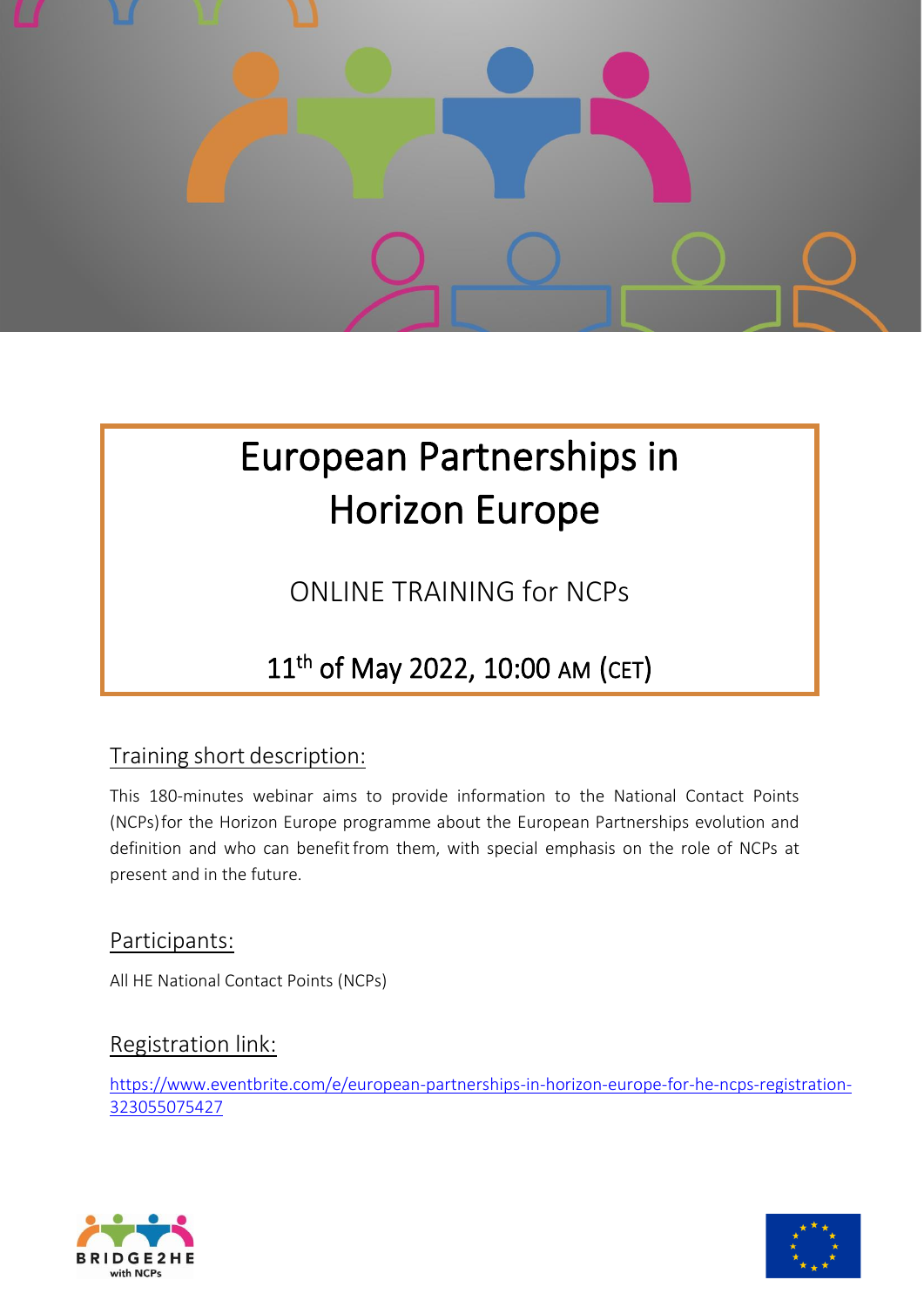# European Partnerships in Horizon Europe

ONLINE TRAINING for NCPs

11th of May 2022, 10:00 AM (CET)

## Training short description:

This 180-minutes webinar aims to provide information to the National Contact Points (NCPs) for the Horizon Europe programme about the European Partnerships evolution and definition and who can benefit from them, with special emphasis on the role of NCPs at present and in the future.

## Participants:

All HE National Contact Points (NCPs)

## Registration link:

https://www.eventbrite.com/e/european-partnerships-in-horizon-europe-for-he-ncps-registration-323055075427

BRIDGE2HE with NCPs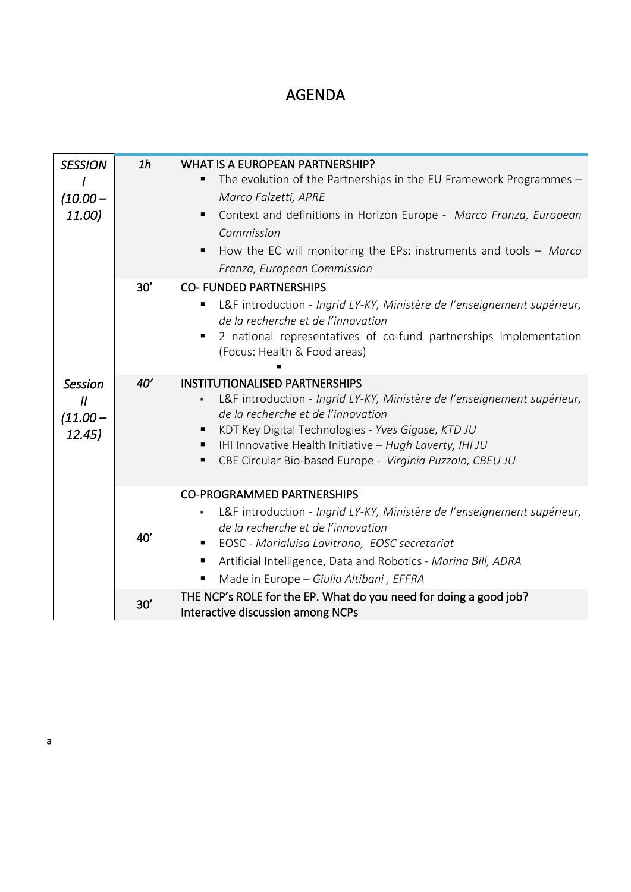# AGENDA

| | | |
|---|---|---|
| *SESSION I (10.00 – 11.00)* | *1h* | WHAT IS A EUROPEAN PARTNERSHIP?<br>▪ The evolution of the Partnerships in the EU Framework Programmes – *Marco Falzetti, APRE*<br>▪ Context and definitions in Horizon Europe - *Marco Franza, European Commission*<br>▪ How the EC will monitoring the EPs: instruments and tools – *Marco Franza, European Commission* |
| | 30' | CO- FUNDED PARTNERSHIPS<br>▪ L&F introduction - *Ingrid LY-KY, Ministère de l'enseignement supérieur, de la recherche et de l'innovation*<br>▪ 2 national representatives of co-fund partnerships implementation (Focus: Health & Food areas)<br>▪ |
| *Session II (11.00 – 12.45)* | *40'* | INSTITUTIONALISED PARTNERSHIPS<br>▪ L&F introduction - *Ingrid LY-KY, Ministère de l'enseignement supérieur, de la recherche et de l'innovation*<br>▪ KDT Key Digital Technologies - *Yves Gigase, KTD JU*<br>▪ IHI Innovative Health Initiative – *Hugh Laverty, IHI JU*<br>▪ CBE Circular Bio-based Europe - *Virginia Puzzolo, CBEU JU* |
| | 40' | CO-PROGRAMMED PARTNERSHIPS<br>▪ L&F introduction - *Ingrid LY-KY, Ministère de l'enseignement supérieur, de la recherche et de l'innovation*<br>▪ EOSC - *Marialuisa Lavitrano, EOSC secretariat*<br>▪ Artificial Intelligence, Data and Robotics - *Marina Bill, ADRA*<br>▪ Made in Europe – *Giulia Altibani , EFFRA* |
| | 30' | THE NCP's ROLE for the EP. What do you need for doing a good job?<br>Interactive discussion among NCPs |

a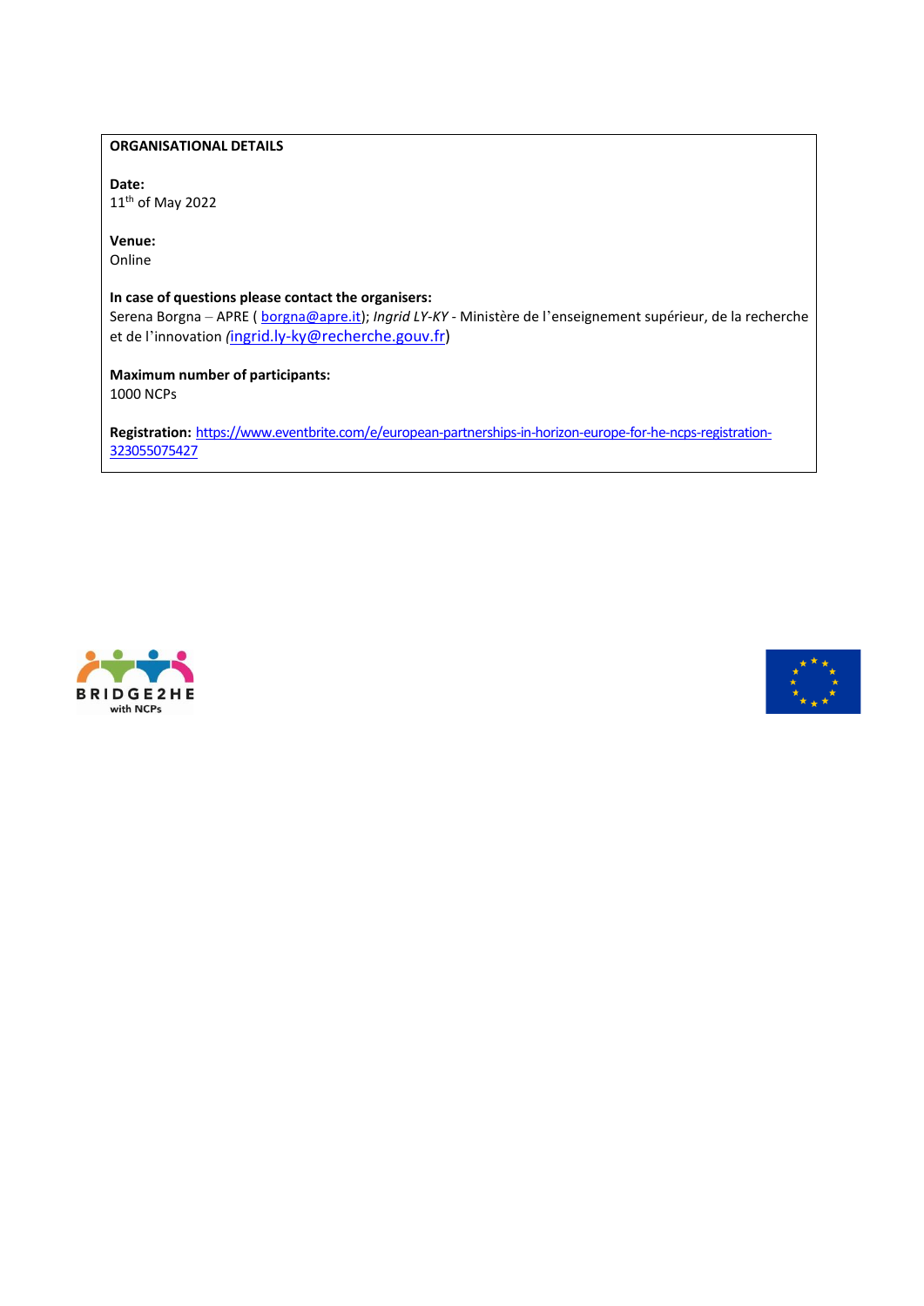**ORGANISATIONAL DETAILS**

**Date:**
11th of May 2022

**Venue:**
Online

**In case of questions please contact the organisers:**
Serena Borgna – APRE ( borgna@apre.it); *Ingrid LY-KY* - Ministère de l'enseignement supérieur, de la recherche et de l'innovation *(*ingrid.ly-ky@recherche.gouv.fr)

**Maximum number of participants:**
1000 NCPs

**Registration:** https://www.eventbrite.com/e/european-partnerships-in-horizon-europe-for-he-ncps-registration-323055075427

BRIDGE2HE
with NCPs